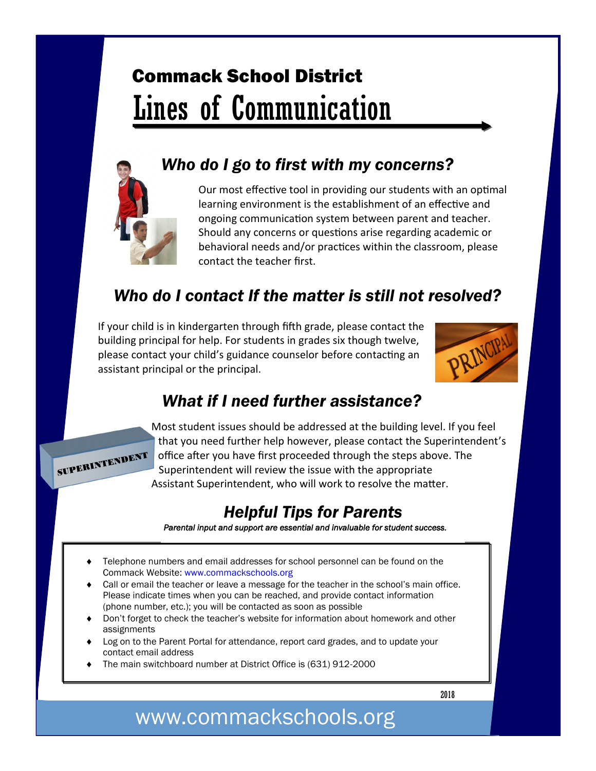# Commack School District
# Lines of Communication

## *Who do I go to first with my concerns?*

Our most effective tool in providing our students with an optimal learning environment is the establishment of an effective and ongoing communication system between parent and teacher. Should any concerns or questions arise regarding academic or behavioral needs and/or practices within the classroom, please contact the teacher first.

## *Who do I contact If the matter is still not resolved?*

If your child is in kindergarten through fifth grade, please contact the building principal for help. For students in grades six though twelve, please contact your child's guidance counselor before contacting an assistant principal or the principal.

## *What if I need further assistance?*

Most student issues should be addressed at the building level. If you feel that you need further help however, please contact the Superintendent's office after you have first proceeded through the steps above. The Superintendent will review the issue with the appropriate Assistant Superintendent, who will work to resolve the matter.

## *Helpful Tips for Parents*

*Parental input and support are essential and invaluable for student success.*

- Telephone numbers and email addresses for school personnel can be found on the Commack Website: www.commackschools.org
- Call or email the teacher or leave a message for the teacher in the school's main office. Please indicate times when you can be reached, and provide contact information (phone number, etc.); you will be contacted as soon as possible
- Don't forget to check the teacher's website for information about homework and other assignments
- Log on to the Parent Portal for attendance, report card grades, and to update your contact email address
- The main switchboard number at District Office is (631) 912-2000

2018

www.commackschools.org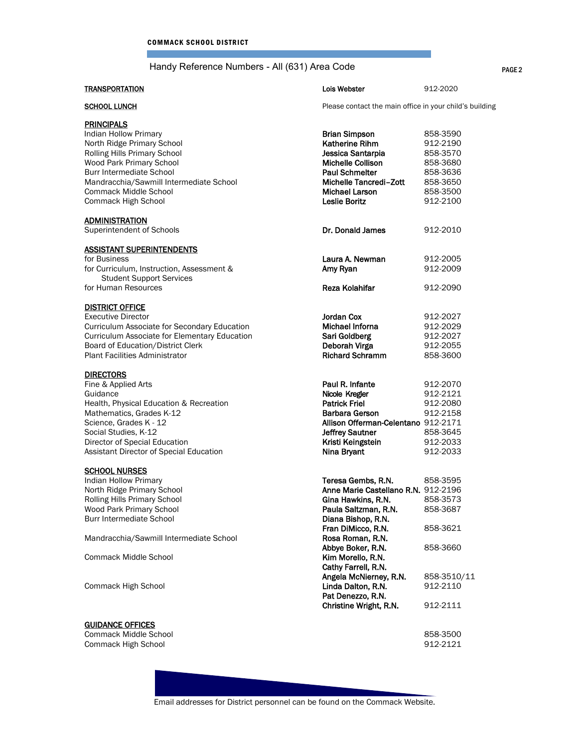COMMACK SCHOOL DISTRICT

## Handy Reference Numbers - All (631) Area Code

| | | |
|---|---|---|
| **TRANSPORTATION** | **Lois Webster** | 912-2020 |
| **SCHOOL LUNCH** | Please contact the main office in your child's building | |
| **PRINCIPALS** | | |
| Indian Hollow Primary | **Brian Simpson** | 858-3590 |
| North Ridge Primary School | **Katherine Rihm** | 912-2190 |
| Rolling Hills Primary School | **Jessica Santarpia** | 858-3570 |
| Wood Park Primary School | **Michelle Collison** | 858-3680 |
| Burr Intermediate School | **Paul Schmelter** | 858-3636 |
| Mandracchia/Sawmill Intermediate School | **Michelle Tancredi–Zott** | 858-3650 |
| Commack Middle School | **Michael Larson** | 858-3500 |
| Commack High School | **Leslie Boritz** | 912-2100 |
| **ADMINISTRATION** | | |
| Superintendent of Schools | **Dr. Donald James** | 912-2010 |
| **ASSISTANT SUPERINTENDENTS** | | |
| for Business | **Laura A. Newman** | 912-2005 |
| for Curriculum, Instruction, Assessment & Student Support Services | **Amy Ryan** | 912-2009 |
| for Human Resources | **Reza Kolahifar** | 912-2090 |
| **DISTRICT OFFICE** | | |
| Executive Director | **Jordan Cox** | 912-2027 |
| Curriculum Associate for Secondary Education | **Michael Inforna** | 912-2029 |
| Curriculum Associate for Elementary Education | **Sari Goldberg** | 912-2027 |
| Board of Education/District Clerk | **Deborah Virga** | 912-2055 |
| Plant Facilities Administrator | **Richard Schramm** | 858-3600 |
| **DIRECTORS** | | |
| Fine & Applied Arts | **Paul R. Infante** | 912-2070 |
| Guidance | **Nicole Kregler** | 912-2121 |
| Health, Physical Education & Recreation | **Patrick Friel** | 912-2080 |
| Mathematics, Grades K-12 | **Barbara Gerson** | 912-2158 |
| Science, Grades K - 12 | **Allison Offerman-Celentano** | 912-2171 |
| Social Studies, K-12 | **Jeffrey Sautner** | 858-3645 |
| Director of Special Education | **Kristi Keingstein** | 912-2033 |
| Assistant Director of Special Education | **Nina Bryant** | 912-2033 |
| **SCHOOL NURSES** | | |
| Indian Hollow Primary | **Teresa Gembs, R.N.** | 858-3595 |
| North Ridge Primary School | **Anne Marie Castellano R.N.** | 912-2196 |
| Rolling Hills Primary School | **Gina Hawkins, R.N.** | 858-3573 |
| Wood Park Primary School | **Paula Saltzman, R.N.** | 858-3687 |
| Burr Intermediate School | **Diana Bishop, R.N.** | |
| | **Fran DiMicco, R.N.** | 858-3621 |
| Mandracchia/Sawmill Intermediate School | **Rosa Roman, R.N.** | |
| | **Abbye Boker, R.N.** | 858-3660 |
| Commack Middle School | **Kim Morello, R.N.** | |
| | **Cathy Farrell, R.N.** | |
| | **Angela McNierney, R.N.** | 858-3510/11 |
| Commack High School | **Linda Dalton, R.N.** | 912-2110 |
| | **Pat Denezzo, R.N.** | |
| | **Christine Wright, R.N.** | 912-2111 |
| **GUIDANCE OFFICES** | | |
| Commack Middle School | | 858-3500 |
| Commack High School | | 912-2121 |

Email addresses for District personnel can be found on the Commack Website.